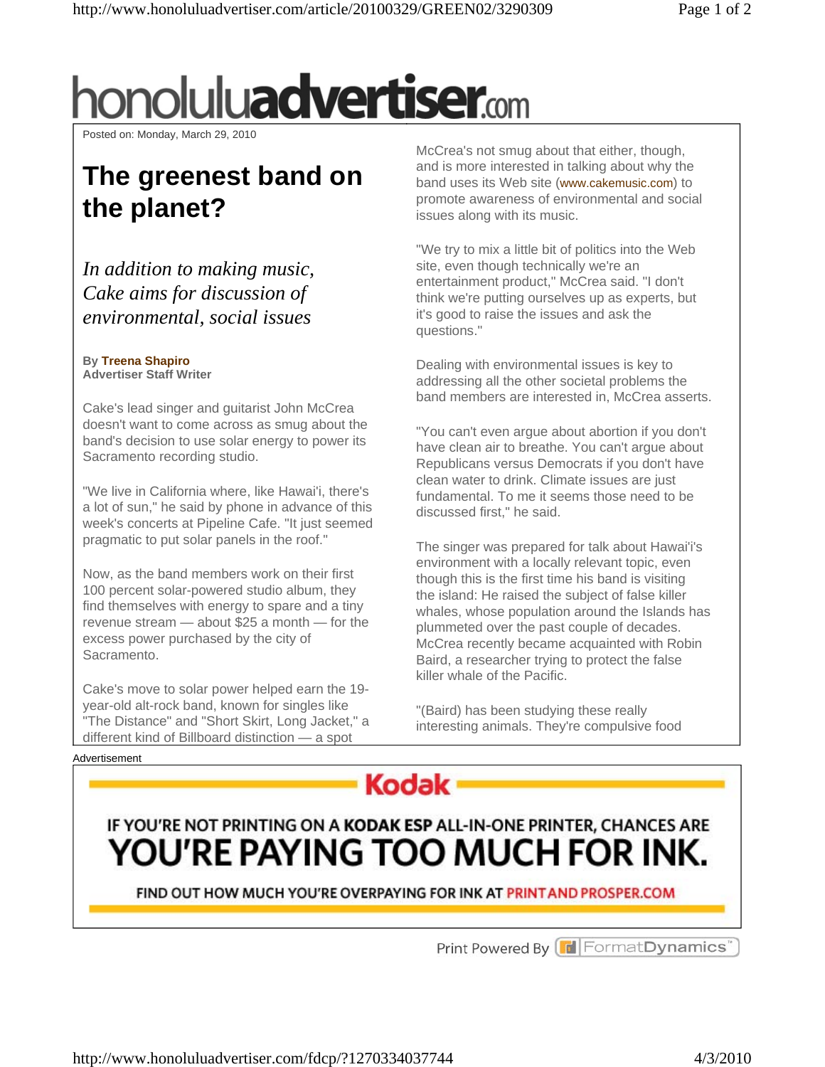Posted on: Monday, March 29, 2010

# The greenest band on the planet?

*In addition to making music, Cake aims for discussion of environmental, social issues*

**By Treena Shapiro**
**Advertiser Staff Writer**

Cake's lead singer and guitarist John McCrea doesn't want to come across as smug about the band's decision to use solar energy to power its Sacramento recording studio.

"We live in California where, like Hawai'i, there's a lot of sun," he said by phone in advance of this week's concerts at Pipeline Cafe. "It just seemed pragmatic to put solar panels in the roof."

Now, as the band members work on their first 100 percent solar-powered studio album, they find themselves with energy to spare and a tiny revenue stream — about $25 a month — for the excess power purchased by the city of Sacramento.

Cake's move to solar power helped earn the 19-year-old alt-rock band, known for singles like "The Distance" and "Short Skirt, Long Jacket," a different kind of Billboard distinction — a spot

McCrea's not smug about that either, though, and is more interested in talking about why the band uses its Web site (www.cakemusic.com) to promote awareness of environmental and social issues along with its music.

"We try to mix a little bit of politics into the Web site, even though technically we're an entertainment product," McCrea said. "I don't think we're putting ourselves up as experts, but it's good to raise the issues and ask the questions."

Dealing with environmental issues is key to addressing all the other societal problems the band members are interested in, McCrea asserts.

"You can't even argue about abortion if you don't have clean air to breathe. You can't argue about Republicans versus Democrats if you don't have clean water to drink. Climate issues are just fundamental. To me it seems those need to be discussed first," he said.

The singer was prepared for talk about Hawai'i's environment with a locally relevant topic, even though this is the first time his band is visiting the island: He raised the subject of false killer whales, whose population around the Islands has plummeted over the past couple of decades. McCrea recently became acquainted with Robin Baird, a researcher trying to protect the false killer whale of the Pacific.

"(Baird) has been studying these really interesting animals. They're compulsive food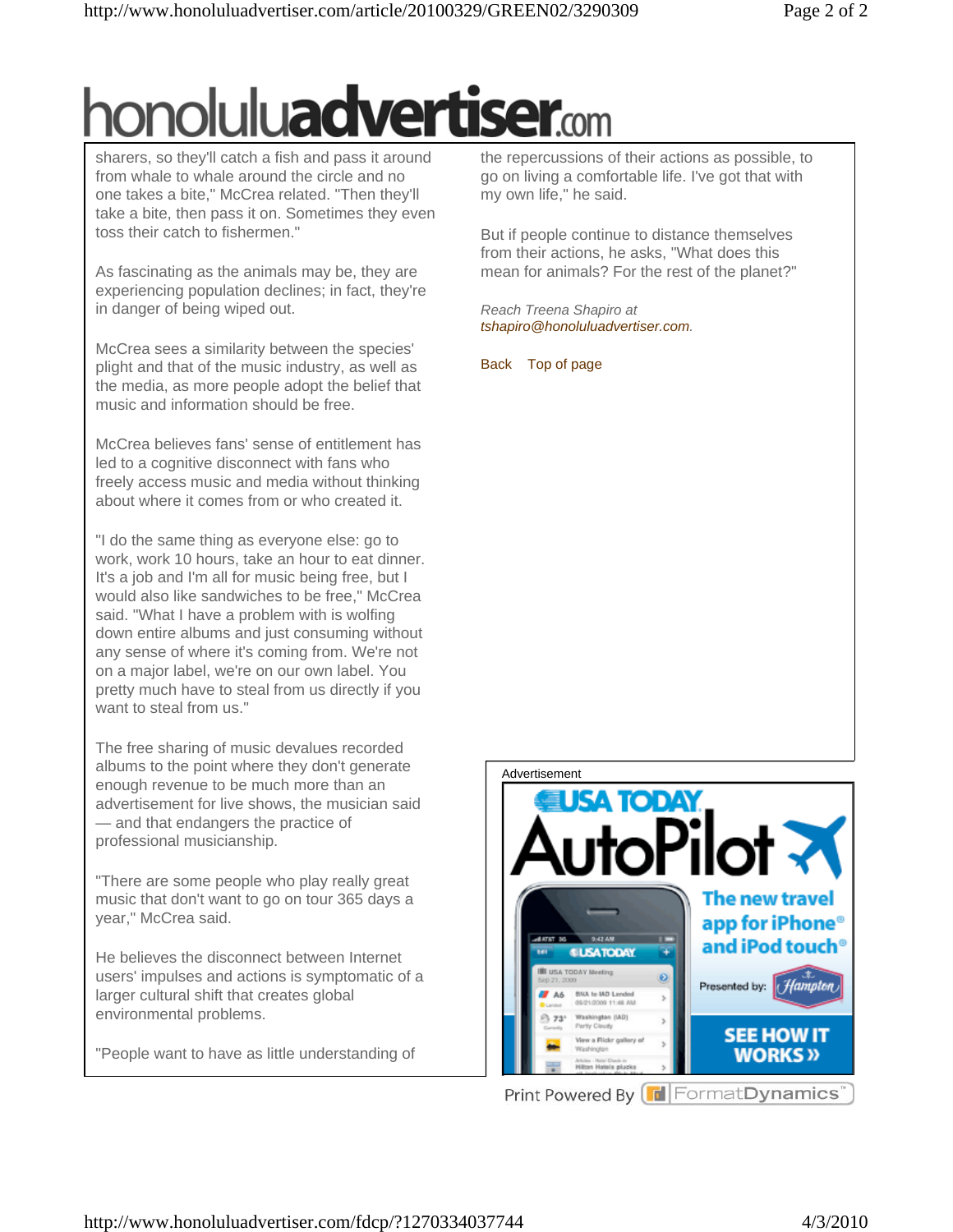sharers, so they'll catch a fish and pass it around from whale to whale around the circle and no one takes a bite," McCrea related. "Then they'll take a bite, then pass it on. Sometimes they even toss their catch to fishermen."

As fascinating as the animals may be, they are experiencing population declines; in fact, they're in danger of being wiped out.

McCrea sees a similarity between the species' plight and that of the music industry, as well as the media, as more people adopt the belief that music and information should be free.

McCrea believes fans' sense of entitlement has led to a cognitive disconnect with fans who freely access music and media without thinking about where it comes from or who created it.

"I do the same thing as everyone else: go to work, work 10 hours, take an hour to eat dinner. It's a job and I'm all for music being free, but I would also like sandwiches to be free," McCrea said. "What I have a problem with is wolfing down entire albums and just consuming without any sense of where it's coming from. We're not on a major label, we're on our own label. You pretty much have to steal from us directly if you want to steal from us."

The free sharing of music devalues recorded albums to the point where they don't generate enough revenue to be much more than an advertisement for live shows, the musician said — and that endangers the practice of professional musicianship.

"There are some people who play really great music that don't want to go on tour 365 days a year," McCrea said.

He believes the disconnect between Internet users' impulses and actions is symptomatic of a larger cultural shift that creates global environmental problems.

"People want to have as little understanding of the repercussions of their actions as possible, to go on living a comfortable life. I've got that with my own life," he said.

But if people continue to distance themselves from their actions, he asks, "What does this mean for animals? For the rest of the planet?"

*Reach Treena Shapiro at tshapiro@honoluluadvertiser.com.*

Back Top of page